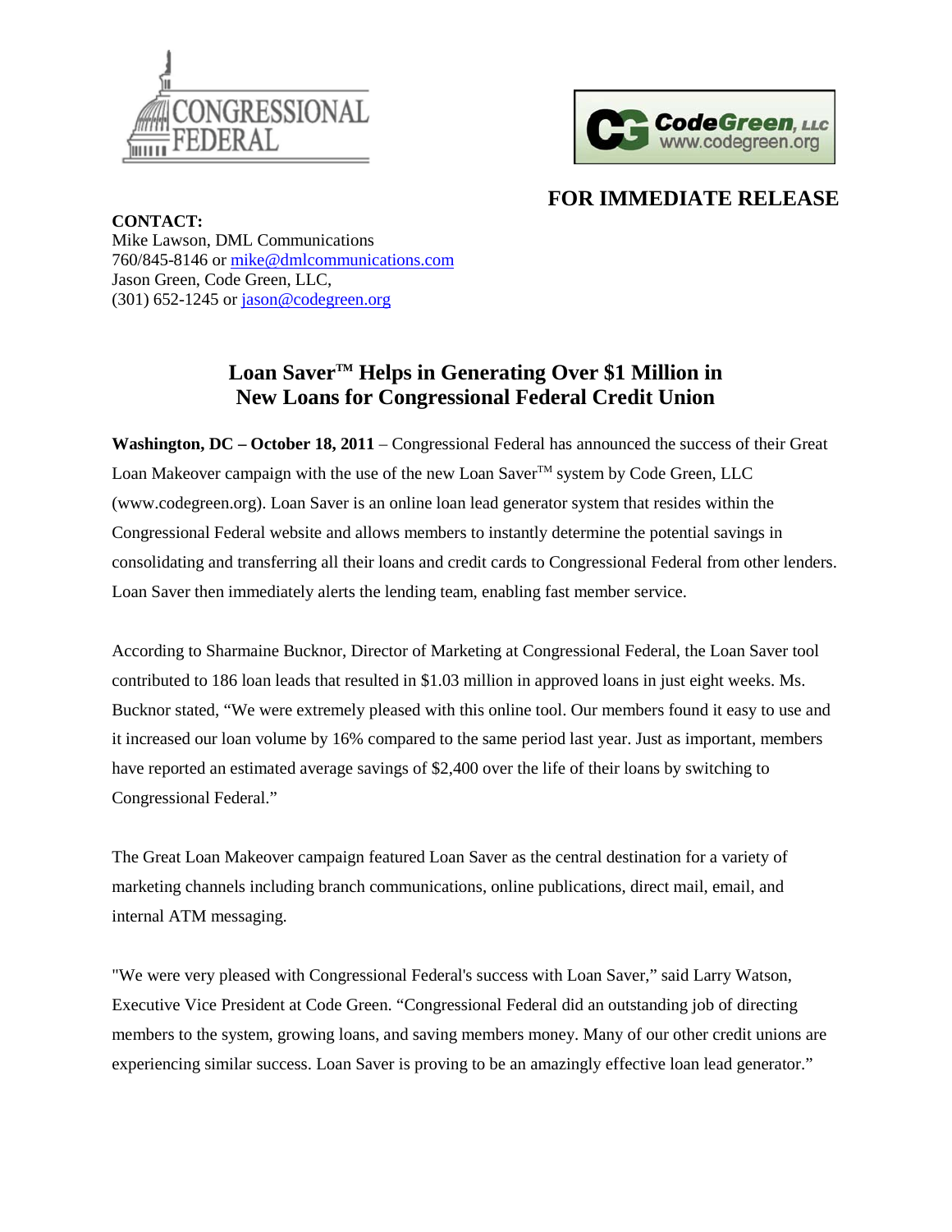CONGRESSIONAL FEDERAL

CodeGreen, LLC
www.codegreen.org

**FOR IMMEDIATE RELEASE**

**CONTACT:**
Mike Lawson, DML Communications
760/845-8146 or mike@dmlcommunications.com
Jason Green, Code Green, LLC,
(301) 652-1245 or jason@codegreen.org

## Loan Saver™ Helps in Generating Over $1 Million in New Loans for Congressional Federal Credit Union

**Washington, DC – October 18, 2011** – Congressional Federal has announced the success of their Great Loan Makeover campaign with the use of the new Loan Saver™ system by Code Green, LLC (www.codegreen.org). Loan Saver is an online loan lead generator system that resides within the Congressional Federal website and allows members to instantly determine the potential savings in consolidating and transferring all their loans and credit cards to Congressional Federal from other lenders. Loan Saver then immediately alerts the lending team, enabling fast member service.

According to Sharmaine Bucknor, Director of Marketing at Congressional Federal, the Loan Saver tool contributed to 186 loan leads that resulted in $1.03 million in approved loans in just eight weeks. Ms. Bucknor stated, "We were extremely pleased with this online tool. Our members found it easy to use and it increased our loan volume by 16% compared to the same period last year. Just as important, members have reported an estimated average savings of $2,400 over the life of their loans by switching to Congressional Federal."

The Great Loan Makeover campaign featured Loan Saver as the central destination for a variety of marketing channels including branch communications, online publications, direct mail, email, and internal ATM messaging.

"We were very pleased with Congressional Federal's success with Loan Saver," said Larry Watson, Executive Vice President at Code Green. "Congressional Federal did an outstanding job of directing members to the system, growing loans, and saving members money. Many of our other credit unions are experiencing similar success. Loan Saver is proving to be an amazingly effective loan lead generator."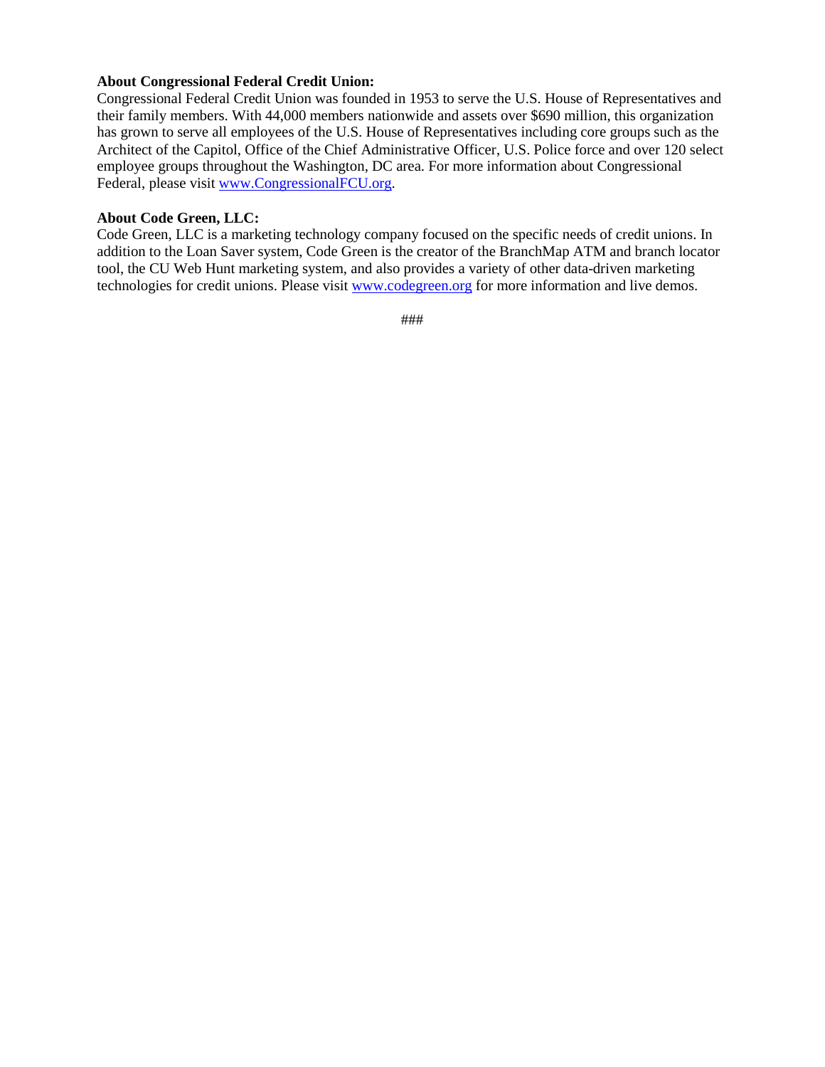**About Congressional Federal Credit Union:**
Congressional Federal Credit Union was founded in 1953 to serve the U.S. House of Representatives and their family members. With 44,000 members nationwide and assets over $690 million, this organization has grown to serve all employees of the U.S. House of Representatives including core groups such as the Architect of the Capitol, Office of the Chief Administrative Officer, U.S. Police force and over 120 select employee groups throughout the Washington, DC area. For more information about Congressional Federal, please visit www.CongressionalFCU.org.

**About Code Green, LLC:**
Code Green, LLC is a marketing technology company focused on the specific needs of credit unions. In addition to the Loan Saver system, Code Green is the creator of the BranchMap ATM and branch locator tool, the CU Web Hunt marketing system, and also provides a variety of other data-driven marketing technologies for credit unions. Please visit www.codegreen.org for more information and live demos.

###